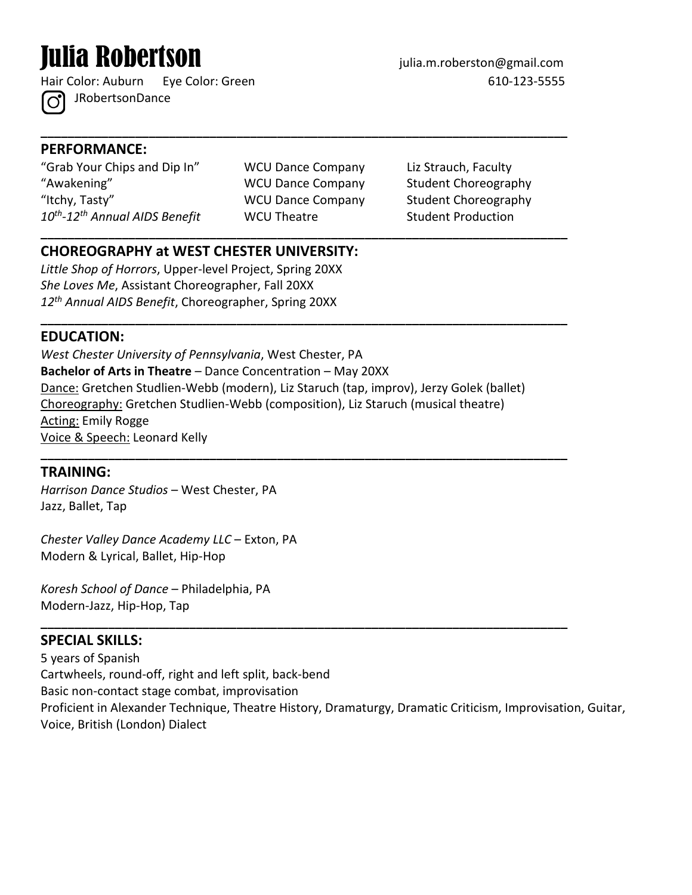# Julia Robertson

julia.m.roberston@gmail.com
610-123-5555

Hair Color: Auburn   Eye Color: Green

JRobertsonDance

---

## PERFORMANCE:

| | | |
|---|---|---|
| "Grab Your Chips and Dip In" | WCU Dance Company | Liz Strauch, Faculty |
| "Awakening" | WCU Dance Company | Student Choreography |
| "Itchy, Tasty" | WCU Dance Company | Student Choreography |
| *10th-12th Annual AIDS Benefit* | WCU Theatre | Student Production |

---

## CHOREOGRAPHY at WEST CHESTER UNIVERSITY:

*Little Shop of Horrors*, Upper-level Project, Spring 20XX
*She Loves Me*, Assistant Choreographer, Fall 20XX
*12th Annual AIDS Benefit*, Choreographer, Spring 20XX

---

## EDUCATION:

*West Chester University of Pennsylvania*, West Chester, PA
**Bachelor of Arts in Theatre** – Dance Concentration – May 20XX
Dance: Gretchen Studlien-Webb (modern), Liz Staruch (tap, improv), Jerzy Golek (ballet)
Choreography: Gretchen Studlien-Webb (composition), Liz Staruch (musical theatre)
Acting: Emily Rogge
Voice & Speech: Leonard Kelly

---

## TRAINING:

*Harrison Dance Studios* – West Chester, PA
Jazz, Ballet, Tap

*Chester Valley Dance Academy LLC* – Exton, PA
Modern & Lyrical, Ballet, Hip-Hop

*Koresh School of Dance* – Philadelphia, PA
Modern-Jazz, Hip-Hop, Tap

---

## SPECIAL SKILLS:

5 years of Spanish
Cartwheels, round-off, right and left split, back-bend
Basic non-contact stage combat, improvisation
Proficient in Alexander Technique, Theatre History, Dramaturgy, Dramatic Criticism, Improvisation, Guitar, Voice, British (London) Dialect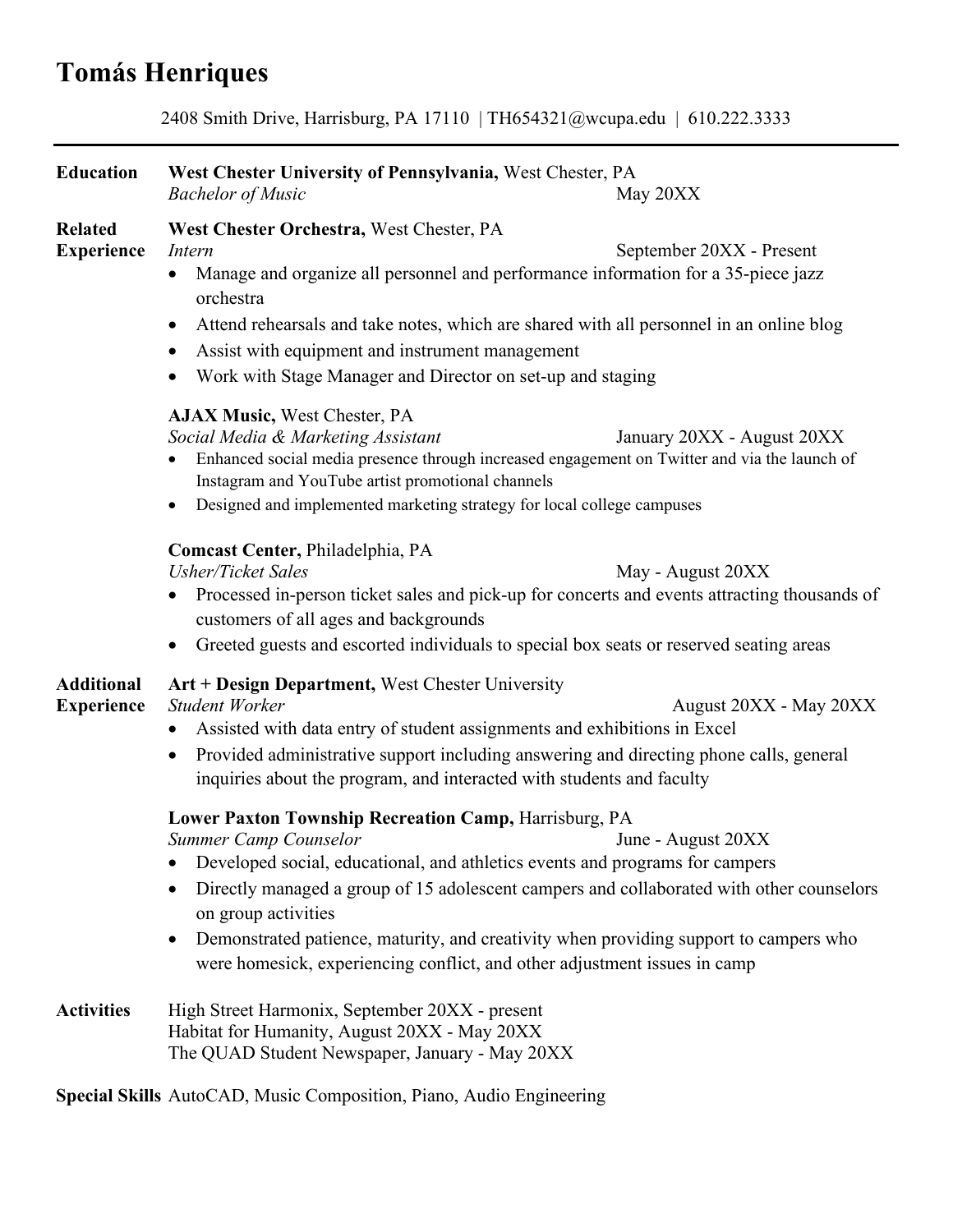# Tomás Henriques

2408 Smith Drive, Harrisburg, PA 17110 | TH654321@wcupa.edu | 610.222.3333

---

## Education

**West Chester University of Pennsylvania,** West Chester, PA
*Bachelor of Music* — May 20XX

## Related Experience

**West Chester Orchestra,** West Chester, PA
*Intern* — September 20XX - Present

- Manage and organize all personnel and performance information for a 35-piece jazz orchestra
- Attend rehearsals and take notes, which are shared with all personnel in an online blog
- Assist with equipment and instrument management
- Work with Stage Manager and Director on set-up and staging

**AJAX Music,** West Chester, PA
*Social Media & Marketing Assistant* — January 20XX - August 20XX

- Enhanced social media presence through increased engagement on Twitter and via the launch of Instagram and YouTube artist promotional channels
- Designed and implemented marketing strategy for local college campuses

**Comcast Center,** Philadelphia, PA
*Usher/Ticket Sales* — May - August 20XX

- Processed in-person ticket sales and pick-up for concerts and events attracting thousands of customers of all ages and backgrounds
- Greeted guests and escorted individuals to special box seats or reserved seating areas

## Additional Experience

**Art + Design Department,** West Chester University
*Student Worker* — August 20XX - May 20XX

- Assisted with data entry of student assignments and exhibitions in Excel
- Provided administrative support including answering and directing phone calls, general inquiries about the program, and interacted with students and faculty

**Lower Paxton Township Recreation Camp,** Harrisburg, PA
*Summer Camp Counselor* — June - August 20XX

- Developed social, educational, and athletics events and programs for campers
- Directly managed a group of 15 adolescent campers and collaborated with other counselors on group activities
- Demonstrated patience, maturity, and creativity when providing support to campers who were homesick, experiencing conflict, and other adjustment issues in camp

## Activities

High Street Harmonix, September 20XX - present
Habitat for Humanity, August 20XX - May 20XX
The QUAD Student Newspaper, January - May 20XX

**Special Skills** AutoCAD, Music Composition, Piano, Audio Engineering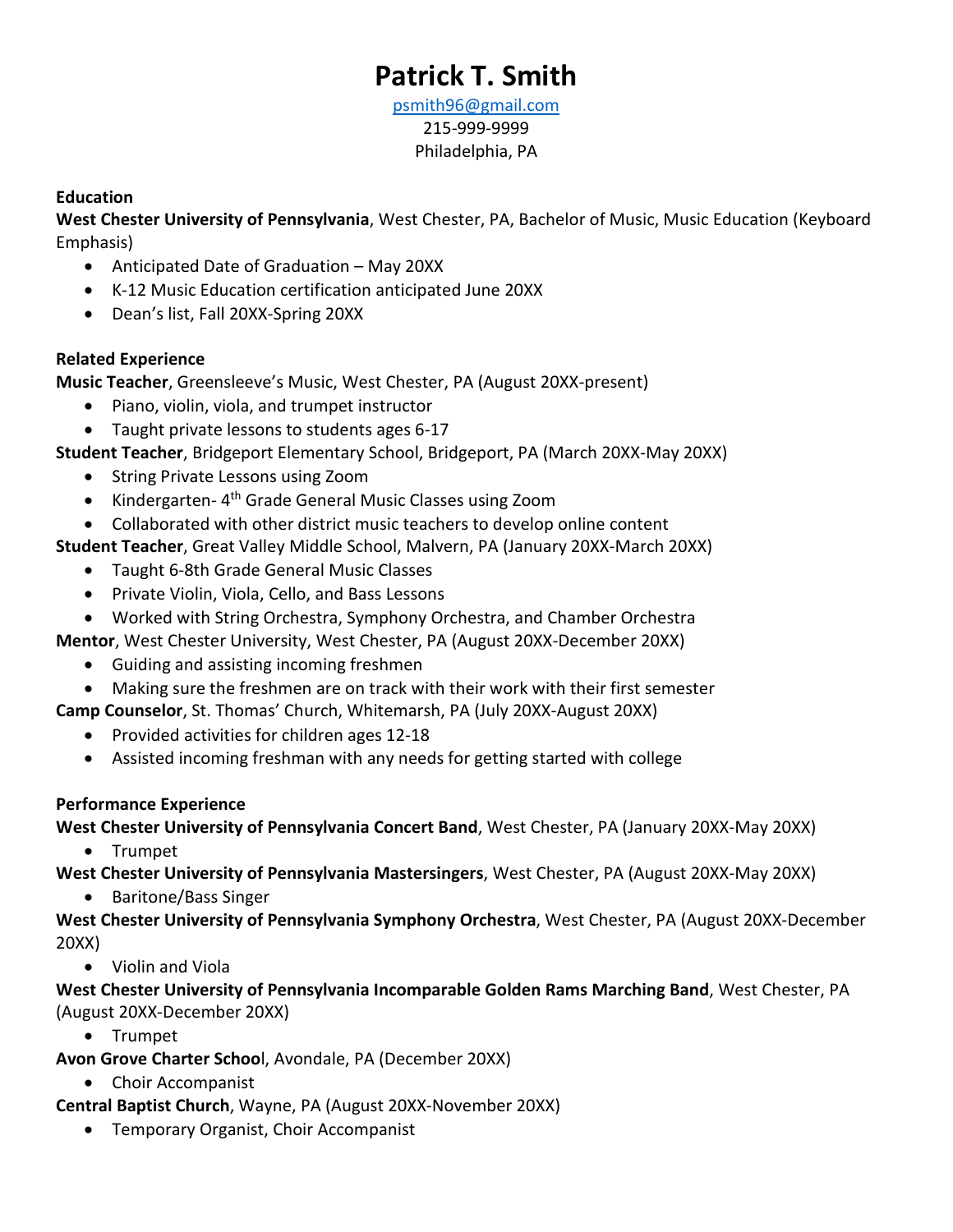# Patrick T. Smith

psmith96@gmail.com
215-999-9999
Philadelphia, PA

**Education**

**West Chester University of Pennsylvania**, West Chester, PA, Bachelor of Music, Music Education (Keyboard Emphasis)

- Anticipated Date of Graduation – May 20XX
- K-12 Music Education certification anticipated June 20XX
- Dean's list, Fall 20XX-Spring 20XX

**Related Experience**

**Music Teacher**, Greensleeve's Music, West Chester, PA (August 20XX-present)

- Piano, violin, viola, and trumpet instructor
- Taught private lessons to students ages 6-17

**Student Teacher**, Bridgeport Elementary School, Bridgeport, PA (March 20XX-May 20XX)

- String Private Lessons using Zoom
- Kindergarten- 4th Grade General Music Classes using Zoom
- Collaborated with other district music teachers to develop online content

**Student Teacher**, Great Valley Middle School, Malvern, PA (January 20XX-March 20XX)

- Taught 6-8th Grade General Music Classes
- Private Violin, Viola, Cello, and Bass Lessons
- Worked with String Orchestra, Symphony Orchestra, and Chamber Orchestra

**Mentor**, West Chester University, West Chester, PA (August 20XX-December 20XX)

- Guiding and assisting incoming freshmen
- Making sure the freshmen are on track with their work with their first semester

**Camp Counselor**, St. Thomas' Church, Whitemarsh, PA (July 20XX-August 20XX)

- Provided activities for children ages 12-18
- Assisted incoming freshman with any needs for getting started with college

**Performance Experience**

**West Chester University of Pennsylvania Concert Band**, West Chester, PA (January 20XX-May 20XX)

- Trumpet

**West Chester University of Pennsylvania Mastersingers**, West Chester, PA (August 20XX-May 20XX)

- Baritone/Bass Singer

**West Chester University of Pennsylvania Symphony Orchestra**, West Chester, PA (August 20XX-December 20XX)

- Violin and Viola

**West Chester University of Pennsylvania Incomparable Golden Rams Marching Band**, West Chester, PA (August 20XX-December 20XX)

- Trumpet

**Avon Grove Charter School**, Avondale, PA (December 20XX)

- Choir Accompanist

**Central Baptist Church**, Wayne, PA (August 20XX-November 20XX)

- Temporary Organist, Choir Accompanist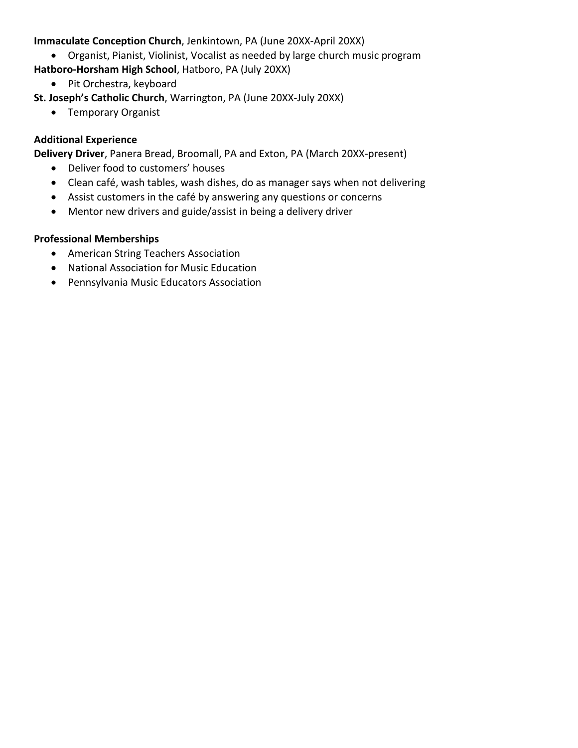**Immaculate Conception Church**, Jenkintown, PA (June 20XX-April 20XX)

- Organist, Pianist, Violinist, Vocalist as needed by large church music program

**Hatboro-Horsham High School**, Hatboro, PA (July 20XX)

- Pit Orchestra, keyboard

**St. Joseph's Catholic Church**, Warrington, PA (June 20XX-July 20XX)

- Temporary Organist

**Additional Experience**

**Delivery Driver**, Panera Bread, Broomall, PA and Exton, PA (March 20XX-present)

- Deliver food to customers' houses
- Clean café, wash tables, wash dishes, do as manager says when not delivering
- Assist customers in the café by answering any questions or concerns
- Mentor new drivers and guide/assist in being a delivery driver

**Professional Memberships**

- American String Teachers Association
- National Association for Music Education
- Pennsylvania Music Educators Association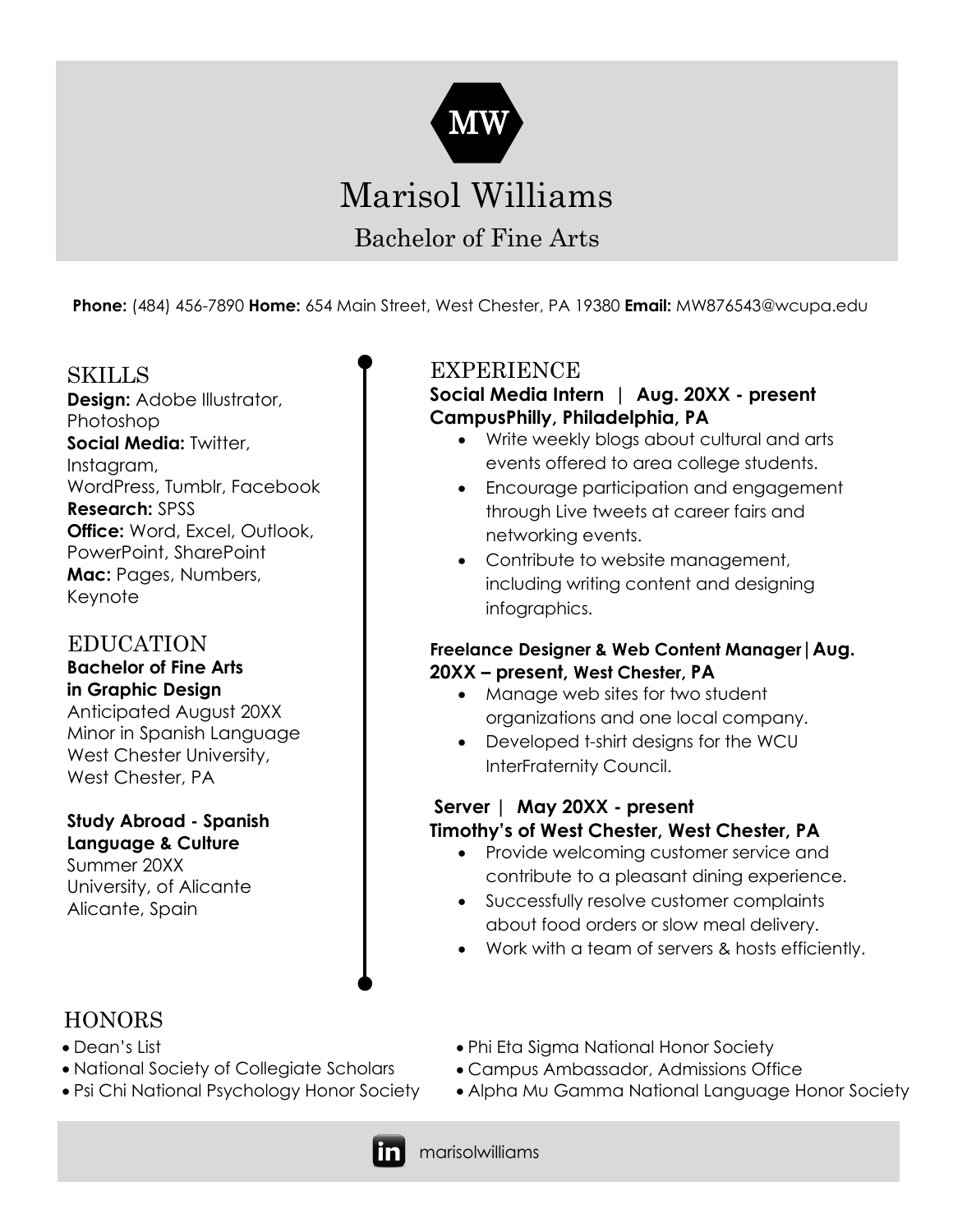MW

# Marisol Williams

Bachelor of Fine Arts

**Phone:** (484) 456-7890 **Home:** 654 Main Street, West Chester, PA 19380 **Email:** MW876543@wcupa.edu

## SKILLS

**Design:** Adobe Illustrator, Photoshop
**Social Media:** Twitter, Instagram, WordPress, Tumblr, Facebook
**Research:** SPSS
**Office:** Word, Excel, Outlook, PowerPoint, SharePoint
**Mac:** Pages, Numbers, Keynote

## EDUCATION

**Bachelor of Fine Arts in Graphic Design**
Anticipated August 20XX
Minor in Spanish Language
West Chester University, West Chester, PA

**Study Abroad - Spanish Language & Culture**
Summer 20XX
University, of Alicante
Alicante, Spain

## EXPERIENCE

**Social Media Intern | Aug. 20XX - present**
**CampusPhilly, Philadelphia, PA**

- Write weekly blogs about cultural and arts events offered to area college students.
- Encourage participation and engagement through Live tweets at career fairs and networking events.
- Contribute to website management, including writing content and designing infographics.

**Freelance Designer & Web Content Manager | Aug. 20XX – present, West Chester, PA**

- Manage web sites for two student organizations and one local company.
- Developed t-shirt designs for the WCU InterFraternity Council.

**Server | May 20XX - present**
**Timothy's of West Chester, West Chester, PA**

- Provide welcoming customer service and contribute to a pleasant dining experience.
- Successfully resolve customer complaints about food orders or slow meal delivery.
- Work with a team of servers & hosts efficiently.

## HONORS

- Dean's List
- National Society of Collegiate Scholars
- Psi Chi National Psychology Honor Society
- Phi Eta Sigma National Honor Society
- Campus Ambassador, Admissions Office
- Alpha Mu Gamma National Language Honor Society

in marisolwilliams